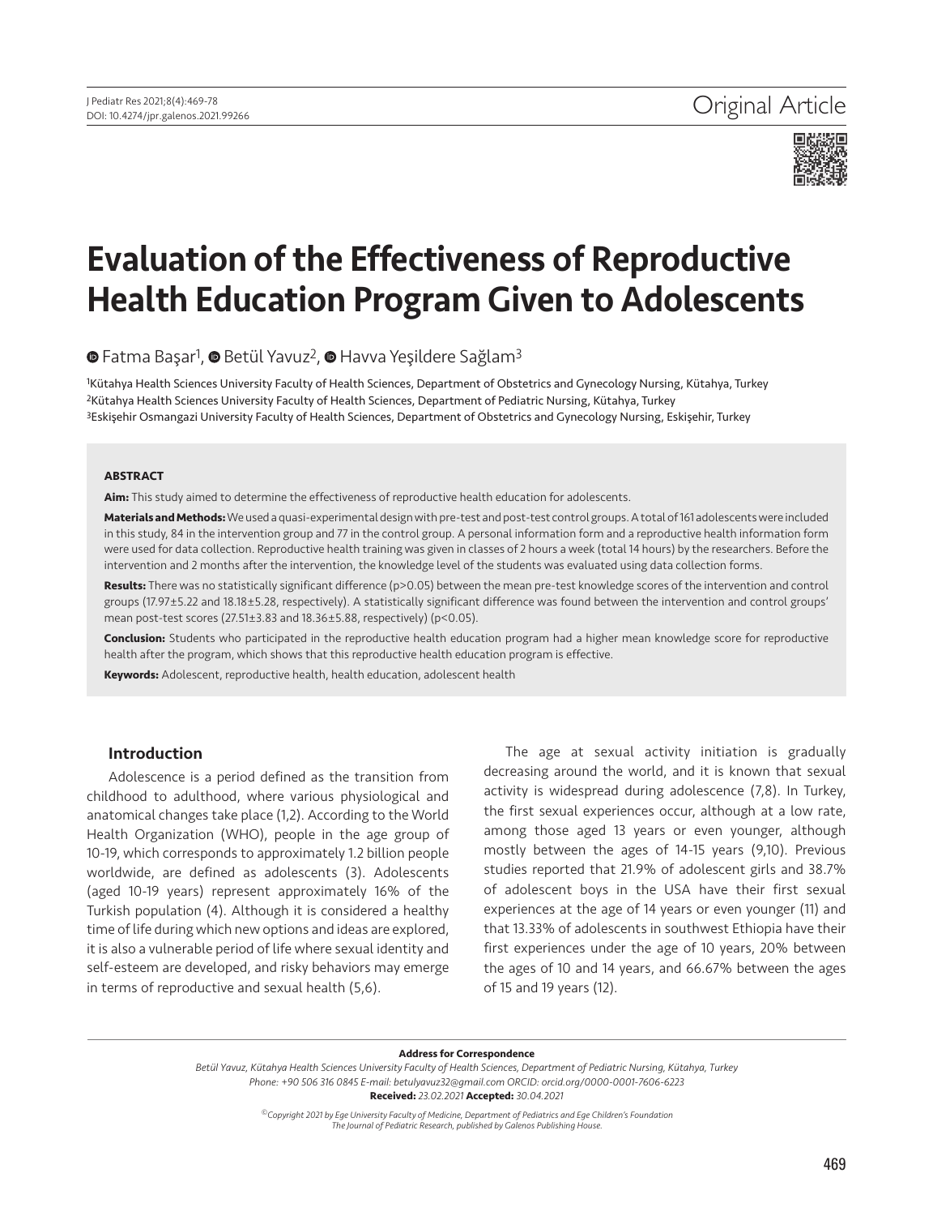Original Article

# Evaluation of the Effectiveness of Reproductive Health Education Program Given to Adolescents

Fatma Başar[1], Betül Yavuz[2], Havva Yeşildere Sağlam[3]

[1]Kütahya Health Sciences University Faculty of Health Sciences, Department of Obstetrics and Gynecology Nursing, Kütahya, Turkey
[2]Kütahya Health Sciences University Faculty of Health Sciences, Department of Pediatric Nursing, Kütahya, Turkey
[3]Eskişehir Osmangazi University Faculty of Health Sciences, Department of Obstetrics and Gynecology Nursing, Eskişehir, Turkey

**ABSTRACT**

**Aim:** This study aimed to determine the effectiveness of reproductive health education for adolescents.

**Materials and Methods:** We used a quasi-experimental design with pre-test and post-test control groups. A total of 161 adolescents were included in this study, 84 in the intervention group and 77 in the control group. A personal information form and a reproductive health information form were used for data collection. Reproductive health training was given in classes of 2 hours a week (total 14 hours) by the researchers. Before the intervention and 2 months after the intervention, the knowledge level of the students was evaluated using data collection forms.

**Results:** There was no statistically significant difference ($p>0.05$) between the mean pre-test knowledge scores of the intervention and control groups (17.97±5.22 and 18.18±5.28, respectively). A statistically significant difference was found between the intervention and control groups' mean post-test scores (27.51±3.83 and 18.36±5.88, respectively) ($p<0.05$).

**Conclusion:** Students who participated in the reproductive health education program had a higher mean knowledge score for reproductive health after the program, which shows that this reproductive health education program is effective.

**Keywords:** Adolescent, reproductive health, health education, adolescent health

## Introduction

Adolescence is a period defined as the transition from childhood to adulthood, where various physiological and anatomical changes take place (1,2). According to the World Health Organization (WHO), people in the age group of 10-19, which corresponds to approximately 1.2 billion people worldwide, are defined as adolescents (3). Adolescents (aged 10-19 years) represent approximately 16% of the Turkish population (4). Although it is considered a healthy time of life during which new options and ideas are explored, it is also a vulnerable period of life where sexual identity and self-esteem are developed, and risky behaviors may emerge in terms of reproductive and sexual health (5,6).

The age at sexual activity initiation is gradually decreasing around the world, and it is known that sexual activity is widespread during adolescence (7,8). In Turkey, the first sexual experiences occur, although at a low rate, among those aged 13 years or even younger, although mostly between the ages of 14-15 years (9,10). Previous studies reported that 21.9% of adolescent girls and 38.7% of adolescent boys in the USA have their first sexual experiences at the age of 14 years or even younger (11) and that 13.33% of adolescents in southwest Ethiopia have their first experiences under the age of 10 years, 20% between the ages of 10 and 14 years, and 66.67% between the ages of 15 and 19 years (12).

**Address for Correspondence**
*Betül Yavuz, Kütahya Health Sciences University Faculty of Health Sciences, Department of Pediatric Nursing, Kütahya, Turkey*
*Phone: +90 506 316 0845 E-mail: betulyavuz32@gmail.com ORCID: orcid.org/0000-0001-7606-6223*
**Received:** *23.02.2021* **Accepted:** *30.04.2021*

*©Copyright 2021 by Ege University Faculty of Medicine, Department of Pediatrics and Ege Children's Foundation*
*The Journal of Pediatric Research, published by Galenos Publishing House.*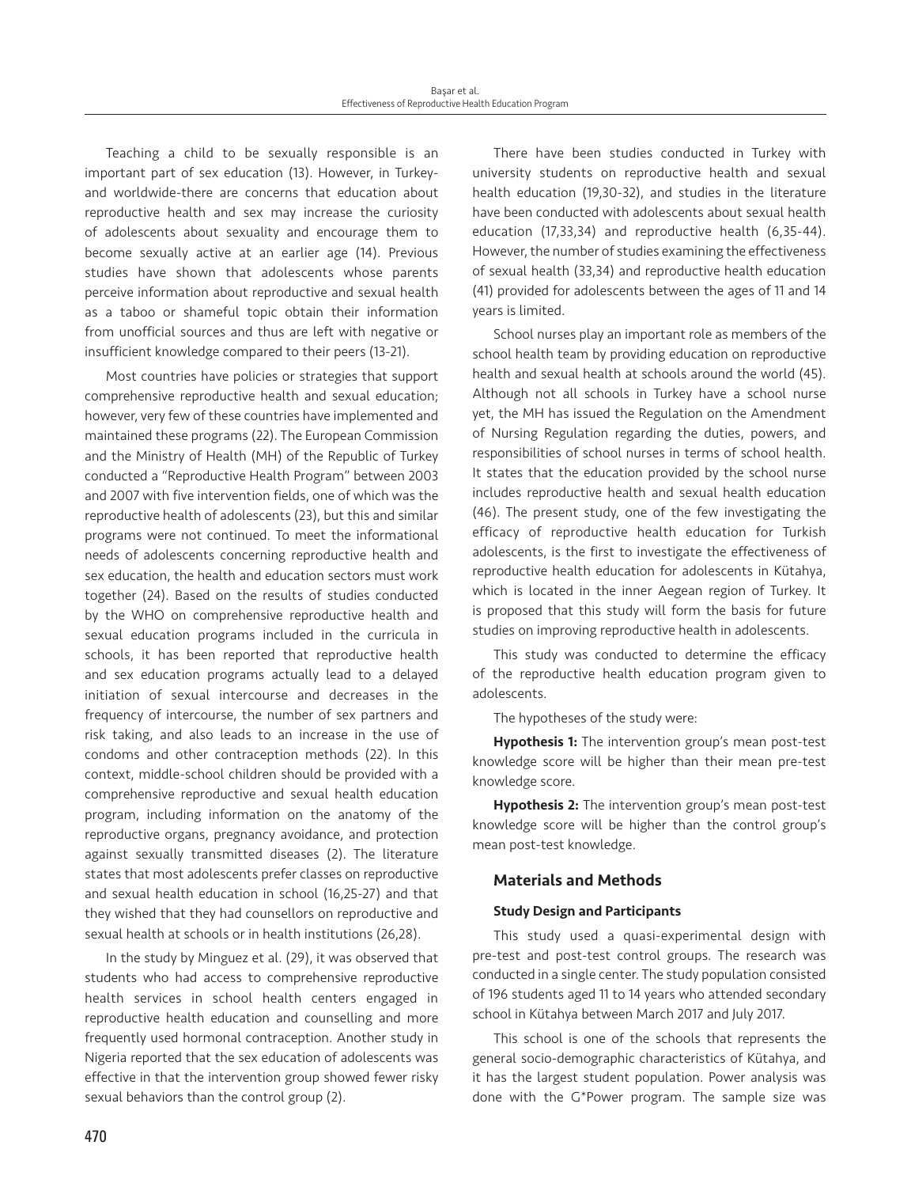Teaching a child to be sexually responsible is an important part of sex education (13). However, in Turkey-and worldwide-there are concerns that education about reproductive health and sex may increase the curiosity of adolescents about sexuality and encourage them to become sexually active at an earlier age (14). Previous studies have shown that adolescents whose parents perceive information about reproductive and sexual health as a taboo or shameful topic obtain their information from unofficial sources and thus are left with negative or insufficient knowledge compared to their peers (13-21).

Most countries have policies or strategies that support comprehensive reproductive health and sexual education; however, very few of these countries have implemented and maintained these programs (22). The European Commission and the Ministry of Health (MH) of the Republic of Turkey conducted a "Reproductive Health Program" between 2003 and 2007 with five intervention fields, one of which was the reproductive health of adolescents (23), but this and similar programs were not continued. To meet the informational needs of adolescents concerning reproductive health and sex education, the health and education sectors must work together (24). Based on the results of studies conducted by the WHO on comprehensive reproductive health and sexual education programs included in the curricula in schools, it has been reported that reproductive health and sex education programs actually lead to a delayed initiation of sexual intercourse and decreases in the frequency of intercourse, the number of sex partners and risk taking, and also leads to an increase in the use of condoms and other contraception methods (22). In this context, middle-school children should be provided with a comprehensive reproductive and sexual health education program, including information on the anatomy of the reproductive organs, pregnancy avoidance, and protection against sexually transmitted diseases (2). The literature states that most adolescents prefer classes on reproductive and sexual health education in school (16,25-27) and that they wished that they had counsellors on reproductive and sexual health at schools or in health institutions (26,28).

In the study by Minguez et al. (29), it was observed that students who had access to comprehensive reproductive health services in school health centers engaged in reproductive health education and counselling and more frequently used hormonal contraception. Another study in Nigeria reported that the sex education of adolescents was effective in that the intervention group showed fewer risky sexual behaviors than the control group (2).

There have been studies conducted in Turkey with university students on reproductive health and sexual health education (19,30-32), and studies in the literature have been conducted with adolescents about sexual health education (17,33,34) and reproductive health (6,35-44). However, the number of studies examining the effectiveness of sexual health (33,34) and reproductive health education (41) provided for adolescents between the ages of 11 and 14 years is limited.

School nurses play an important role as members of the school health team by providing education on reproductive health and sexual health at schools around the world (45). Although not all schools in Turkey have a school nurse yet, the MH has issued the Regulation on the Amendment of Nursing Regulation regarding the duties, powers, and responsibilities of school nurses in terms of school health. It states that the education provided by the school nurse includes reproductive health and sexual health education (46). The present study, one of the few investigating the efficacy of reproductive health education for Turkish adolescents, is the first to investigate the effectiveness of reproductive health education for adolescents in Kütahya, which is located in the inner Aegean region of Turkey. It is proposed that this study will form the basis for future studies on improving reproductive health in adolescents.

This study was conducted to determine the efficacy of the reproductive health education program given to adolescents.

The hypotheses of the study were:

**Hypothesis 1:** The intervention group's mean post-test knowledge score will be higher than their mean pre-test knowledge score.

**Hypothesis 2:** The intervention group's mean post-test knowledge score will be higher than the control group's mean post-test knowledge.

## Materials and Methods

### Study Design and Participants

This study used a quasi-experimental design with pre-test and post-test control groups. The research was conducted in a single center. The study population consisted of 196 students aged 11 to 14 years who attended secondary school in Kütahya between March 2017 and July 2017.

This school is one of the schools that represents the general socio-demographic characteristics of Kütahya, and it has the largest student population. Power analysis was done with the G*Power program. The sample size was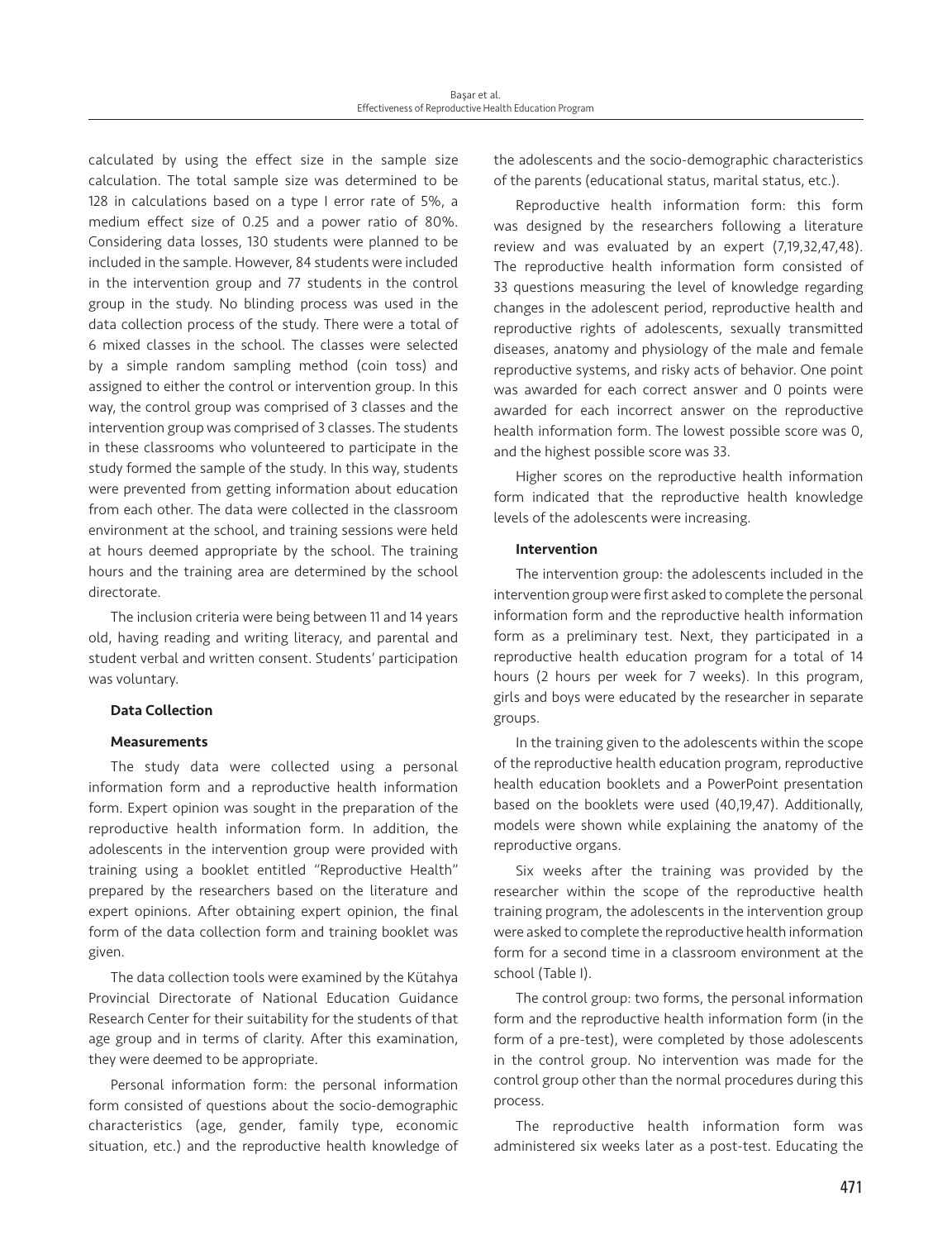calculated by using the effect size in the sample size calculation. The total sample size was determined to be 128 in calculations based on a type I error rate of 5%, a medium effect size of 0.25 and a power ratio of 80%. Considering data losses, 130 students were planned to be included in the sample. However, 84 students were included in the intervention group and 77 students in the control group in the study. No blinding process was used in the data collection process of the study. There were a total of 6 mixed classes in the school. The classes were selected by a simple random sampling method (coin toss) and assigned to either the control or intervention group. In this way, the control group was comprised of 3 classes and the intervention group was comprised of 3 classes. The students in these classrooms who volunteered to participate in the study formed the sample of the study. In this way, students were prevented from getting information about education from each other. The data were collected in the classroom environment at the school, and training sessions were held at hours deemed appropriate by the school. The training hours and the training area are determined by the school directorate.

The inclusion criteria were being between 11 and 14 years old, having reading and writing literacy, and parental and student verbal and written consent. Students' participation was voluntary.

#### Data Collection

#### Measurements

The study data were collected using a personal information form and a reproductive health information form. Expert opinion was sought in the preparation of the reproductive health information form. In addition, the adolescents in the intervention group were provided with training using a booklet entitled "Reproductive Health" prepared by the researchers based on the literature and expert opinions. After obtaining expert opinion, the final form of the data collection form and training booklet was given.

The data collection tools were examined by the Kütahya Provincial Directorate of National Education Guidance Research Center for their suitability for the students of that age group and in terms of clarity. After this examination, they were deemed to be appropriate.

Personal information form: the personal information form consisted of questions about the socio-demographic characteristics (age, gender, family type, economic situation, etc.) and the reproductive health knowledge of the adolescents and the socio-demographic characteristics of the parents (educational status, marital status, etc.).

Reproductive health information form: this form was designed by the researchers following a literature review and was evaluated by an expert (7,19,32,47,48). The reproductive health information form consisted of 33 questions measuring the level of knowledge regarding changes in the adolescent period, reproductive health and reproductive rights of adolescents, sexually transmitted diseases, anatomy and physiology of the male and female reproductive systems, and risky acts of behavior. One point was awarded for each correct answer and 0 points were awarded for each incorrect answer on the reproductive health information form. The lowest possible score was 0, and the highest possible score was 33.

Higher scores on the reproductive health information form indicated that the reproductive health knowledge levels of the adolescents were increasing.

#### Intervention

The intervention group: the adolescents included in the intervention group were first asked to complete the personal information form and the reproductive health information form as a preliminary test. Next, they participated in a reproductive health education program for a total of 14 hours (2 hours per week for 7 weeks). In this program, girls and boys were educated by the researcher in separate groups.

In the training given to the adolescents within the scope of the reproductive health education program, reproductive health education booklets and a PowerPoint presentation based on the booklets were used (40,19,47). Additionally, models were shown while explaining the anatomy of the reproductive organs.

Six weeks after the training was provided by the researcher within the scope of the reproductive health training program, the adolescents in the intervention group were asked to complete the reproductive health information form for a second time in a classroom environment at the school (Table I).

The control group: two forms, the personal information form and the reproductive health information form (in the form of a pre-test), were completed by those adolescents in the control group. No intervention was made for the control group other than the normal procedures during this process.

The reproductive health information form was administered six weeks later as a post-test. Educating the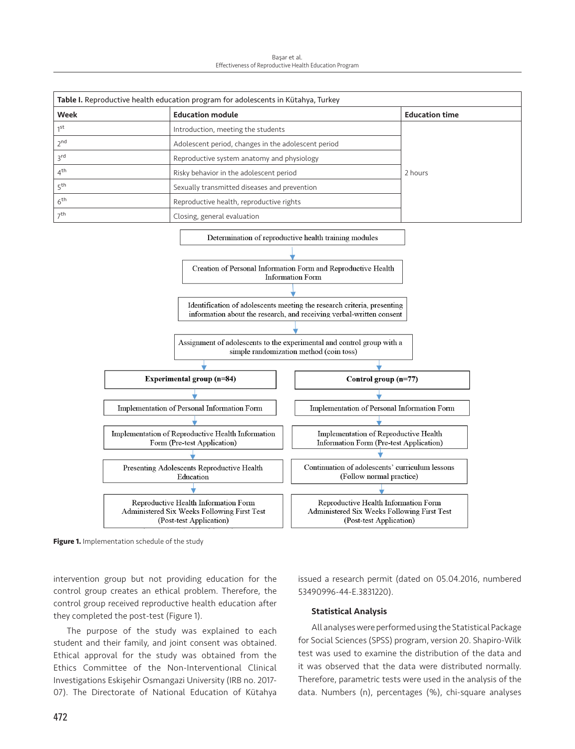**Table I.** Reproductive health education program for adolescents in Kütahya, Turkey

| Week | Education module | Education time |
|---|---|---|
| 1st | Introduction, meeting the students | 2 hours |
| 2nd | Adolescent period, changes in the adolescent period | |
| 3rd | Reproductive system anatomy and physiology | |
| 4th | Risky behavior in the adolescent period | |
| 5th | Sexually transmitted diseases and prevention | |
| 6th | Reproductive health, reproductive rights | |
| 7th | Closing, general evaluation | |

Determination of reproductive health training modules

↓

Creation of Personal Information Form and Reproductive Health Information Form

↓

Identification of adolescents meeting the research criteria, presenting information about the research, and receiving verbal-written consent

↓

Assignment of adolescents to the experimental and control group with a simple randomization method (coin toss)

| Experimental group (n=84) | Control group (n=77) |
|---|---|
| Implementation of Personal Information Form | Implementation of Personal Information Form |
| Implementation of Reproductive Health Information Form (Pre-test Application) | Implementation of Reproductive Health Information Form (Pre-test Application) |
| Presenting Adolescents Reproductive Health Education | Continuation of adolescents' curriculum lessons (Follow normal practice) |
| Reproductive Health Information Form Administered Six Weeks Following First Test (Post-test Application) | Reproductive Health Information Form Administered Six Weeks Following First Test (Post-test Application) |

**Figure 1.** Implementation schedule of the study

intervention group but not providing education for the control group creates an ethical problem. Therefore, the control group received reproductive health education after they completed the post-test (Figure 1).

The purpose of the study was explained to each student and their family, and joint consent was obtained. Ethical approval for the study was obtained from the Ethics Committee of the Non-Interventional Clinical Investigations Eskişehir Osmangazi University (IRB no. 2017-07). The Directorate of National Education of Kütahya issued a research permit (dated on 05.04.2016, numbered 53490996-44-E.3831220).

### Statistical Analysis

All analyses were performed using the Statistical Package for Social Sciences (SPSS) program, version 20. Shapiro-Wilk test was used to examine the distribution of the data and it was observed that the data were distributed normally. Therefore, parametric tests were used in the analysis of the data. Numbers (n), percentages (%), chi-square analyses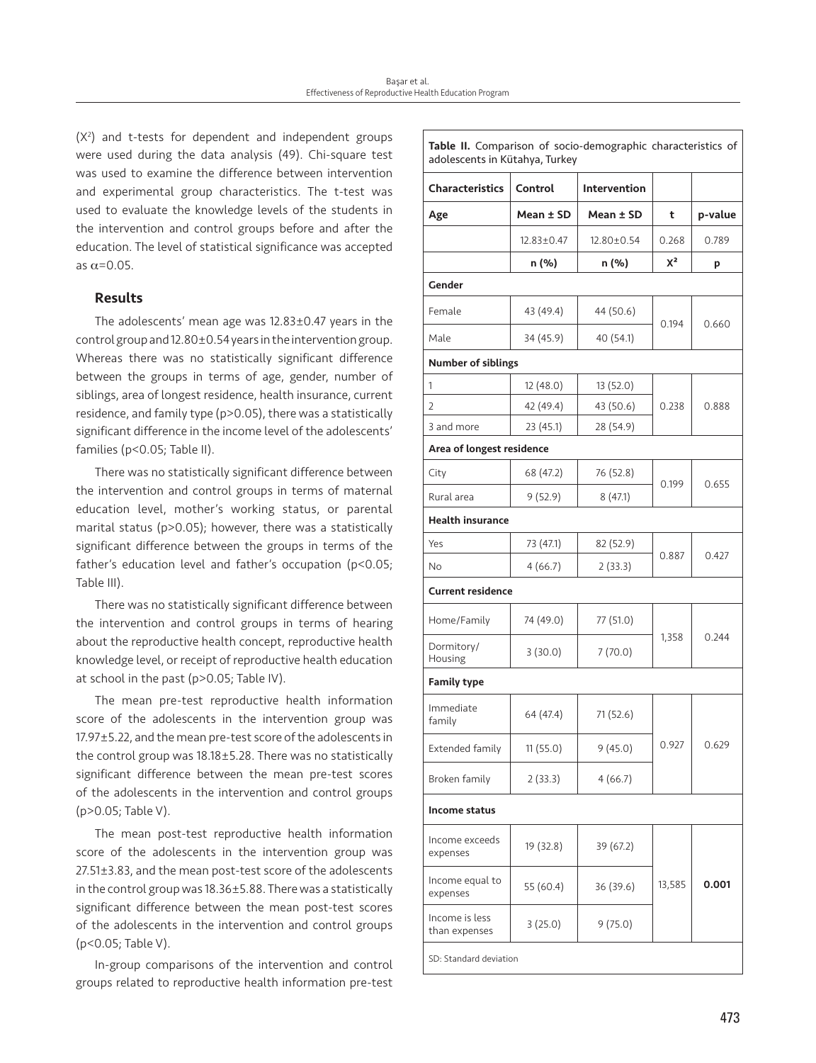($X^2$) and t-tests for dependent and independent groups were used during the data analysis (49). Chi-square test was used to examine the difference between intervention and experimental group characteristics. The t-test was used to evaluate the knowledge levels of the students in the intervention and control groups before and after the education. The level of statistical significance was accepted as $\alpha$=0.05.

## Results

The adolescents' mean age was 12.83±0.47 years in the control group and 12.80±0.54 years in the intervention group. Whereas there was no statistically significant difference between the groups in terms of age, gender, number of siblings, area of longest residence, health insurance, current residence, and family type (p>0.05), there was a statistically significant difference in the income level of the adolescents' families (p<0.05; Table II).

There was no statistically significant difference between the intervention and control groups in terms of maternal education level, mother's working status, or parental marital status (p>0.05); however, there was a statistically significant difference between the groups in terms of the father's education level and father's occupation (p<0.05; Table III).

There was no statistically significant difference between the intervention and control groups in terms of hearing about the reproductive health concept, reproductive health knowledge level, or receipt of reproductive health education at school in the past (p>0.05; Table IV).

The mean pre-test reproductive health information score of the adolescents in the intervention group was 17.97±5.22, and the mean pre-test score of the adolescents in the control group was 18.18±5.28. There was no statistically significant difference between the mean pre-test scores of the adolescents in the intervention and control groups (p>0.05; Table V).

The mean post-test reproductive health information score of the adolescents in the intervention group was 27.51±3.83, and the mean post-test score of the adolescents in the control group was 18.36±5.88. There was a statistically significant difference between the mean post-test scores of the adolescents in the intervention and control groups (p<0.05; Table V).

In-group comparisons of the intervention and control groups related to reproductive health information pre-test

**Table II.** Comparison of socio-demographic characteristics of adolescents in Kütahya, Turkey

| Characteristics | Control | Intervention | | |
|---|---|---|---|---|
| **Age** | **Mean ± SD** | **Mean ± SD** | **t** | **p-value** |
| | 12.83±0.47 | 12.80±0.54 | 0.268 | 0.789 |
| | **n (%)** | **n (%)** | **$X^2$** | **p** |
| **Gender** | | | | |
| Female | 43 (49.4) | 44 (50.6) | 0.194 | 0.660 |
| Male | 34 (45.9) | 40 (54.1) | | |
| **Number of siblings** | | | | |
| 1 | 12 (48.0) | 13 (52.0) | 0.238 | 0.888 |
| 2 | 42 (49.4) | 43 (50.6) | | |
| 3 and more | 23 (45.1) | 28 (54.9) | | |
| **Area of longest residence** | | | | |
| City | 68 (47.2) | 76 (52.8) | 0.199 | 0.655 |
| Rural area | 9 (52.9) | 8 (47.1) | | |
| **Health insurance** | | | | |
| Yes | 73 (47.1) | 82 (52.9) | 0.887 | 0.427 |
| No | 4 (66.7) | 2 (33.3) | | |
| **Current residence** | | | | |
| Home/Family | 74 (49.0) | 77 (51.0) | 1,358 | 0.244 |
| Dormitory/ Housing | 3 (30.0) | 7 (70.0) | | |
| **Family type** | | | | |
| Immediate family | 64 (47.4) | 71 (52.6) | 0.927 | 0.629 |
| Extended family | 11 (55.0) | 9 (45.0) | | |
| Broken family | 2 (33.3) | 4 (66.7) | | |
| **Income status** | | | | |
| Income exceeds expenses | 19 (32.8) | 39 (67.2) | 13,585 | **0.001** |
| Income equal to expenses | 55 (60.4) | 36 (39.6) | | |
| Income is less than expenses | 3 (25.0) | 9 (75.0) | | |

SD: Standard deviation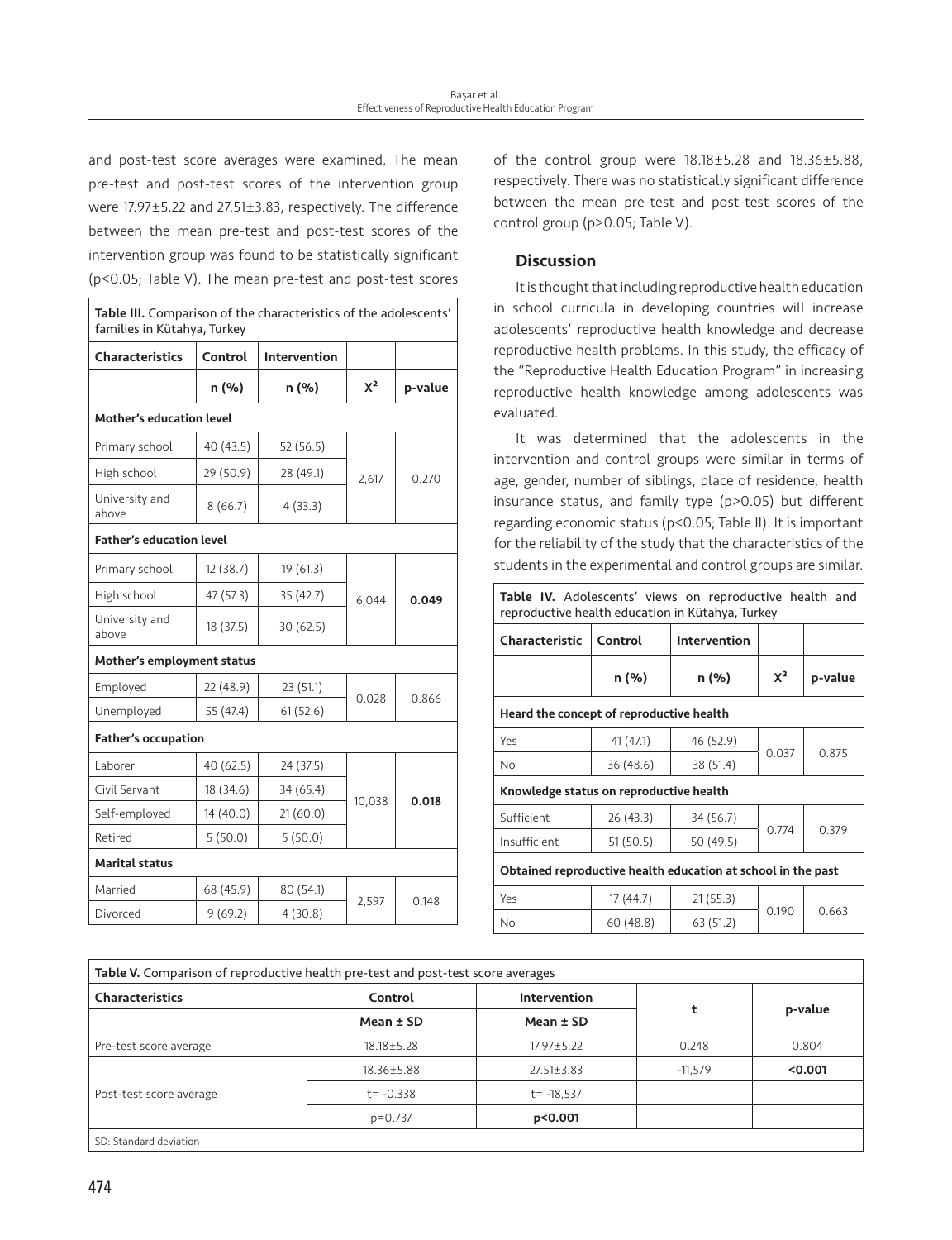and post-test score averages were examined. The mean pre-test and post-test scores of the intervention group were 17.97±5.22 and 27.51±3.83, respectively. The difference between the mean pre-test and post-test scores of the intervention group was found to be statistically significant ($p<0.05$; Table V). The mean pre-test and post-test scores of the control group were 18.18±5.28 and 18.36±5.88, respectively. There was no statistically significant difference between the mean pre-test and post-test scores of the control group ($p>0.05$; Table V).

**Table III.** Comparison of the characteristics of the adolescents' families in Kütahya, Turkey

| Characteristics | Control | Intervention | | |
|---|---|---|---|---|
| | n (%) | n (%) | $X^2$ | p-value |
| **Mother's education level** | | | | |
| Primary school | 40 (43.5) | 52 (56.5) | 2,617 | 0.270 |
| High school | 29 (50.9) | 28 (49.1) | | |
| University and above | 8 (66.7) | 4 (33.3) | | |
| **Father's education level** | | | | |
| Primary school | 12 (38.7) | 19 (61.3) | 6,044 | **0.049** |
| High school | 47 (57.3) | 35 (42.7) | | |
| University and above | 18 (37.5) | 30 (62.5) | | |
| **Mother's employment status** | | | | |
| Employed | 22 (48.9) | 23 (51.1) | 0.028 | 0.866 |
| Unemployed | 55 (47.4) | 61 (52.6) | | |
| **Father's occupation** | | | | |
| Laborer | 40 (62.5) | 24 (37.5) | 10,038 | **0.018** |
| Civil Servant | 18 (34.6) | 34 (65.4) | | |
| Self-employed | 14 (40.0) | 21 (60.0) | | |
| Retired | 5 (50.0) | 5 (50.0) | | |
| **Marital status** | | | | |
| Married | 68 (45.9) | 80 (54.1) | 2,597 | 0.148 |
| Divorced | 9 (69.2) | 4 (30.8) | | |

## Discussion

It is thought that including reproductive health education in school curricula in developing countries will increase adolescents' reproductive health knowledge and decrease reproductive health problems. In this study, the efficacy of the "Reproductive Health Education Program" in increasing reproductive health knowledge among adolescents was evaluated.

It was determined that the adolescents in the intervention and control groups were similar in terms of age, gender, number of siblings, place of residence, health insurance status, and family type ($p>0.05$) but different regarding economic status ($p<0.05$; Table II). It is important for the reliability of the study that the characteristics of the students in the experimental and control groups are similar.

**Table IV.** Adolescents' views on reproductive health and reproductive health education in Kütahya, Turkey

| Characteristic | Control | Intervention | | |
|---|---|---|---|---|
| | n (%) | n (%) | $X^2$ | p-value |
| **Heard the concept of reproductive health** | | | | |
| Yes | 41 (47.1) | 46 (52.9) | 0.037 | 0.875 |
| No | 36 (48.6) | 38 (51.4) | | |
| **Knowledge status on reproductive health** | | | | |
| Sufficient | 26 (43.3) | 34 (56.7) | 0.774 | 0.379 |
| Insufficient | 51 (50.5) | 50 (49.5) | | |
| **Obtained reproductive health education at school in the past** | | | | |
| Yes | 17 (44.7) | 21 (55.3) | 0.190 | 0.663 |
| No | 60 (48.8) | 63 (51.2) | | |

**Table V.** Comparison of reproductive health pre-test and post-test score averages

| Characteristics | Control | Intervention | t | p-value |
|---|---|---|---|---|
| | Mean ± SD | Mean ± SD | | |
| Pre-test score average | 18.18±5.28 | 17.97±5.22 | 0.248 | 0.804 |
| Post-test score average | 18.36±5.88 | 27.51±3.83 | -11,579 | **<0.001** |
| | t= -0.338 | t= -18,537 | | |
| | p=0.737 | **p<0.001** | | |

SD: Standard deviation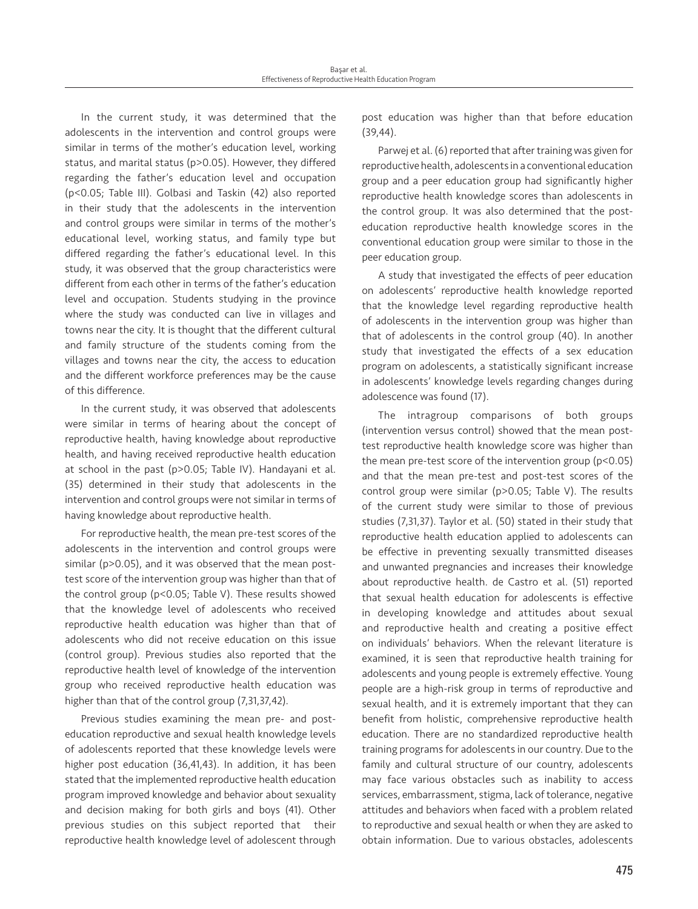In the current study, it was determined that the adolescents in the intervention and control groups were similar in terms of the mother's education level, working status, and marital status ($p>0.05$). However, they differed regarding the father's education level and occupation ($p<0.05$; Table III). Golbasi and Taskin (42) also reported in their study that the adolescents in the intervention and control groups were similar in terms of the mother's educational level, working status, and family type but differed regarding the father's educational level. In this study, it was observed that the group characteristics were different from each other in terms of the father's education level and occupation. Students studying in the province where the study was conducted can live in villages and towns near the city. It is thought that the different cultural and family structure of the students coming from the villages and towns near the city, the access to education and the different workforce preferences may be the cause of this difference.

In the current study, it was observed that adolescents were similar in terms of hearing about the concept of reproductive health, having knowledge about reproductive health, and having received reproductive health education at school in the past ($p>0.05$; Table IV). Handayani et al. (35) determined in their study that adolescents in the intervention and control groups were not similar in terms of having knowledge about reproductive health.

For reproductive health, the mean pre-test scores of the adolescents in the intervention and control groups were similar ($p>0.05$), and it was observed that the mean post-test score of the intervention group was higher than that of the control group ($p<0.05$; Table V). These results showed that the knowledge level of adolescents who received reproductive health education was higher than that of adolescents who did not receive education on this issue (control group). Previous studies also reported that the reproductive health level of knowledge of the intervention group who received reproductive health education was higher than that of the control group (7,31,37,42).

Previous studies examining the mean pre- and post-education reproductive and sexual health knowledge levels of adolescents reported that these knowledge levels were higher post education (36,41,43). In addition, it has been stated that the implemented reproductive health education program improved knowledge and behavior about sexuality and decision making for both girls and boys (41). Other previous studies on this subject reported that their reproductive health knowledge level of adolescent through post education was higher than that before education (39,44).

Parwej et al. (6) reported that after training was given for reproductive health, adolescents in a conventional education group and a peer education group had significantly higher reproductive health knowledge scores than adolescents in the control group. It was also determined that the post-education reproductive health knowledge scores in the conventional education group were similar to those in the peer education group.

A study that investigated the effects of peer education on adolescents' reproductive health knowledge reported that the knowledge level regarding reproductive health of adolescents in the intervention group was higher than that of adolescents in the control group (40). In another study that investigated the effects of a sex education program on adolescents, a statistically significant increase in adolescents' knowledge levels regarding changes during adolescence was found (17).

The intragroup comparisons of both groups (intervention versus control) showed that the mean post-test reproductive health knowledge score was higher than the mean pre-test score of the intervention group ($p<0.05$) and that the mean pre-test and post-test scores of the control group were similar ($p>0.05$; Table V). The results of the current study were similar to those of previous studies (7,31,37). Taylor et al. (50) stated in their study that reproductive health education applied to adolescents can be effective in preventing sexually transmitted diseases and unwanted pregnancies and increases their knowledge about reproductive health. de Castro et al. (51) reported that sexual health education for adolescents is effective in developing knowledge and attitudes about sexual and reproductive health and creating a positive effect on individuals' behaviors. When the relevant literature is examined, it is seen that reproductive health training for adolescents and young people is extremely effective. Young people are a high-risk group in terms of reproductive and sexual health, and it is extremely important that they can benefit from holistic, comprehensive reproductive health education. There are no standardized reproductive health training programs for adolescents in our country. Due to the family and cultural structure of our country, adolescents may face various obstacles such as inability to access services, embarrassment, stigma, lack of tolerance, negative attitudes and behaviors when faced with a problem related to reproductive and sexual health or when they are asked to obtain information. Due to various obstacles, adolescents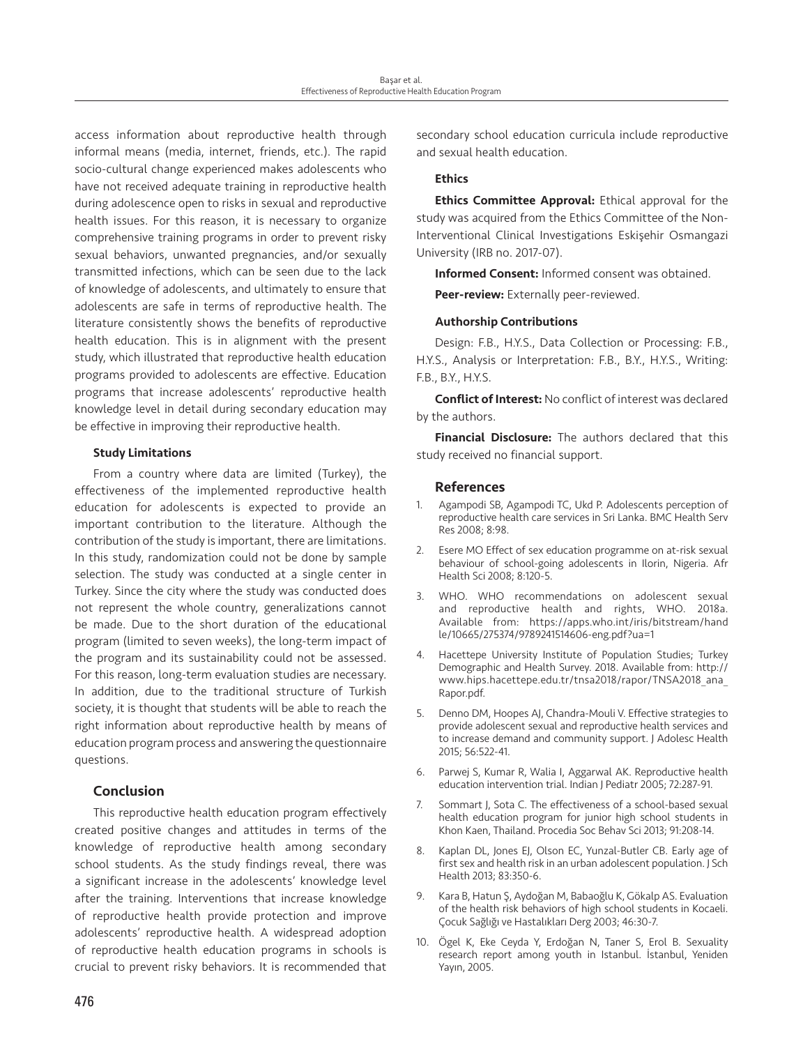access information about reproductive health through informal means (media, internet, friends, etc.). The rapid socio-cultural change experienced makes adolescents who have not received adequate training in reproductive health during adolescence open to risks in sexual and reproductive health issues. For this reason, it is necessary to organize comprehensive training programs in order to prevent risky sexual behaviors, unwanted pregnancies, and/or sexually transmitted infections, which can be seen due to the lack of knowledge of adolescents, and ultimately to ensure that adolescents are safe in terms of reproductive health. The literature consistently shows the benefits of reproductive health education. This is in alignment with the present study, which illustrated that reproductive health education programs provided to adolescents are effective. Education programs that increase adolescents' reproductive health knowledge level in detail during secondary education may be effective in improving their reproductive health.

### Study Limitations

From a country where data are limited (Turkey), the effectiveness of the implemented reproductive health education for adolescents is expected to provide an important contribution to the literature. Although the contribution of the study is important, there are limitations. In this study, randomization could not be done by sample selection. The study was conducted at a single center in Turkey. Since the city where the study was conducted does not represent the whole country, generalizations cannot be made. Due to the short duration of the educational program (limited to seven weeks), the long-term impact of the program and its sustainability could not be assessed. For this reason, long-term evaluation studies are necessary. In addition, due to the traditional structure of Turkish society, it is thought that students will be able to reach the right information about reproductive health by means of education program process and answering the questionnaire questions.

## Conclusion

This reproductive health education program effectively created positive changes and attitudes in terms of the knowledge of reproductive health among secondary school students. As the study findings reveal, there was a significant increase in the adolescents' knowledge level after the training. Interventions that increase knowledge of reproductive health provide protection and improve adolescents' reproductive health. A widespread adoption of reproductive health education programs in schools is crucial to prevent risky behaviors. It is recommended that secondary school education curricula include reproductive and sexual health education.

### Ethics

**Ethics Committee Approval:** Ethical approval for the study was acquired from the Ethics Committee of the Non-Interventional Clinical Investigations Eskişehir Osmangazi University (IRB no. 2017-07).

**Informed Consent:** Informed consent was obtained.

**Peer-review:** Externally peer-reviewed.

### Authorship Contributions

Design: F.B., H.Y.S., Data Collection or Processing: F.B., H.Y.S., Analysis or Interpretation: F.B., B.Y., H.Y.S., Writing: F.B., B.Y., H.Y.S.

**Conflict of Interest:** No conflict of interest was declared by the authors.

**Financial Disclosure:** The authors declared that this study received no financial support.

## References

1. Agampodi SB, Agampodi TC, Ukd P. Adolescents perception of reproductive health care services in Sri Lanka. BMC Health Serv Res 2008; 8:98.
2. Esere MO Effect of sex education programme on at-risk sexual behaviour of school-going adolescents in Ilorin, Nigeria. Afr Health Sci 2008; 8:120-5.
3. WHO. WHO recommendations on adolescent sexual and reproductive health and rights, WHO. 2018a. Available from: https://apps.who.int/iris/bitstream/handle/10665/275374/9789241514606-eng.pdf?ua=1
4. Hacettepe University Institute of Population Studies; Turkey Demographic and Health Survey. 2018. Available from: http://www.hips.hacettepe.edu.tr/tnsa2018/rapor/TNSA2018_ana_Rapor.pdf.
5. Denno DM, Hoopes AJ, Chandra-Mouli V. Effective strategies to provide adolescent sexual and reproductive health services and to increase demand and community support. J Adolesc Health 2015; 56:522-41.
6. Parwej S, Kumar R, Walia I, Aggarwal AK. Reproductive health education intervention trial. Indian J Pediatr 2005; 72:287-91.
7. Sommart J, Sota C. The effectiveness of a school-based sexual health education program for junior high school students in Khon Kaen, Thailand. Procedia Soc Behav Sci 2013; 91:208-14.
8. Kaplan DL, Jones EJ, Olson EC, Yunzal-Butler CB. Early age of first sex and health risk in an urban adolescent population. J Sch Health 2013; 83:350-6.
9. Kara B, Hatun Ş, Aydoğan M, Babaoğlu K, Gökalp AS. Evaluation of the health risk behaviors of high school students in Kocaeli. Çocuk Sağlığı ve Hastalıkları Derg 2003; 46:30-7.
10. Ögel K, Eke Ceyda Y, Erdoğan N, Taner S, Erol B. Sexuality research report among youth in Istanbul. İstanbul, Yeniden Yayın, 2005.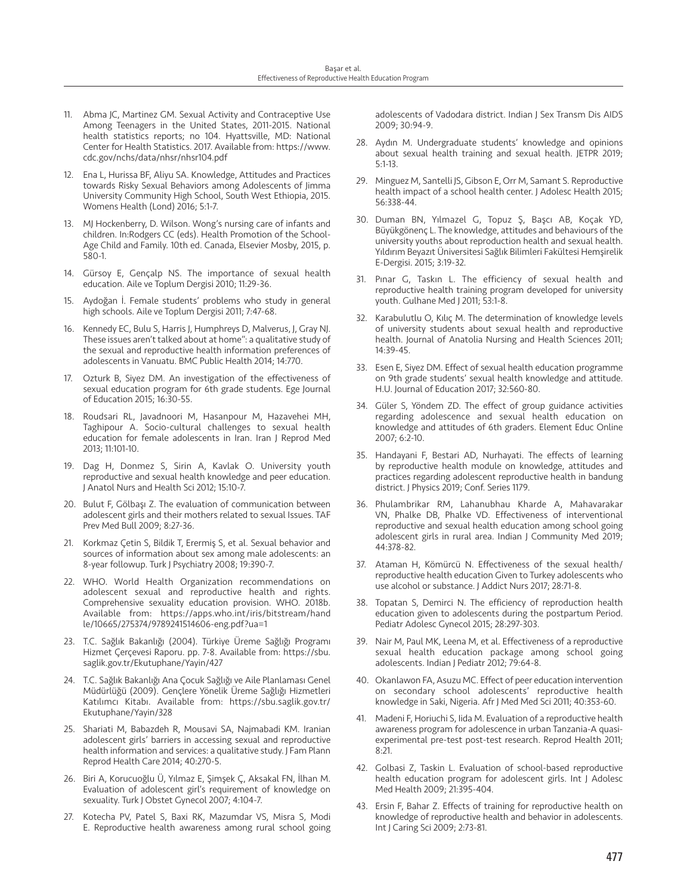11. Abma JC, Martinez GM. Sexual Activity and Contraceptive Use Among Teenagers in the United States, 2011-2015. National health statistics reports; no 104. Hyattsville, MD: National Center for Health Statistics. 2017. Available from: https://www.cdc.gov/nchs/data/nhsr/nhsr104.pdf

12. Ena L, Hurissa BF, Aliyu SA. Knowledge, Attitudes and Practices towards Risky Sexual Behaviors among Adolescents of Jimma University Community High School, South West Ethiopia, 2015. Womens Health (Lond) 2016; 5:1-7.

13. MJ Hockenberry, D. Wilson. Wong's nursing care of infants and children. In:Rodgers CC (eds). Health Promotion of the School-Age Child and Family. 10th ed. Canada, Elsevier Mosby, 2015, p. 580-1.

14. Gürsoy E, Gençalp NS. The importance of sexual health education. Aile ve Toplum Dergisi 2010; 11:29-36.

15. Aydoğan İ. Female students' problems who study in general high schools. Aile ve Toplum Dergisi 2011; 7:47-68.

16. Kennedy EC, Bulu S, Harris J, Humphreys D, Malverus, J, Gray NJ. These issues aren't talked about at home": a qualitative study of the sexual and reproductive health information preferences of adolescents in Vanuatu. BMC Public Health 2014; 14:770.

17. Ozturk B, Siyez DM. An investigation of the effectiveness of sexual education program for 6th grade students. Ege Journal of Education 2015; 16:30-55.

18. Roudsari RL, Javadnoori M, Hasanpour M, Hazavehei MH, Taghipour A. Socio-cultural challenges to sexual health education for female adolescents in Iran. Iran J Reprod Med 2013; 11:101-10.

19. Dag H, Donmez S, Sirin A, Kavlak O. University youth reproductive and sexual health knowledge and peer education. J Anatol Nurs and Health Sci 2012; 15:10-7.

20. Bulut F, Gölbaşı Z. The evaluation of communication between adolescent girls and their mothers related to sexual Issues. TAF Prev Med Bull 2009; 8:27-36.

21. Korkmaz Çetin S, Bildik T, Erermiş S, et al. Sexual behavior and sources of information about sex among male adolescents: an 8-year followup. Turk J Psychiatry 2008; 19:390-7.

22. WHO. World Health Organization recommendations on adolescent sexual and reproductive health and rights. Comprehensive sexuality education provision. WHO. 2018b. Available from: https://apps.who.int/iris/bitstream/handle/10665/275374/9789241514606-eng.pdf?ua=1

23. T.C. Sağlık Bakanlığı (2004). Türkiye Üreme Sağlığı Programı Hizmet Çerçevesi Raporu. pp. 7-8. Available from: https://sbu.saglik.gov.tr/Ekutuphane/Yayin/427

24. T.C. Sağlık Bakanlığı Ana Çocuk Sağlığı ve Aile Planlaması Genel Müdürlüğü (2009). Gençlere Yönelik Üreme Sağlığı Hizmetleri Katılımcı Kitabı. Available from: https://sbu.saglik.gov.tr/Ekutuphane/Yayin/328

25. Shariati M, Babazdeh R, Mousavi SA, Najmabadi KM. Iranian adolescent girls' barriers in accessing sexual and reproductive health information and services: a qualitative study. J Fam Plann Reprod Health Care 2014; 40:270-5.

26. Biri A, Korucuoğlu Ü, Yılmaz E, Şimşek Ç, Aksakal FN, İlhan M. Evaluation of adolescent girl's requirement of knowledge on sexuality. Turk J Obstet Gynecol 2007; 4:104-7.

27. Kotecha PV, Patel S, Baxi RK, Mazumdar VS, Misra S, Modi E. Reproductive health awareness among rural school going adolescents of Vadodara district. Indian J Sex Transm Dis AIDS 2009; 30:94-9.

28. Aydın M. Undergraduate students' knowledge and opinions about sexual health training and sexual health. JETPR 2019; 5:1-13.

29. Minguez M, Santelli JS, Gibson E, Orr M, Samant S. Reproductive health impact of a school health center. J Adolesc Health 2015; 56:338-44.

30. Duman BN, Yılmazel G, Topuz Ş, Başcı AB, Koçak YD, Büyükgönenç L. The knowledge, attitudes and behaviours of the university youths about reproduction health and sexual health. Yıldırım Beyazıt Üniversitesi Sağlık Bilimleri Fakültesi Hemşirelik E-Dergisi. 2015; 3:19-32.

31. Pınar G, Taskın L. The efficiency of sexual health and reproductive health training program developed for university youth. Gulhane Med J 2011; 53:1-8.

32. Karabulutlu O, Kılıç M. The determination of knowledge levels of university students about sexual health and reproductive health. Journal of Anatolia Nursing and Health Sciences 2011; 14:39-45.

33. Esen E, Siyez DM. Effect of sexual health education programme on 9th grade students' sexual health knowledge and attitude. H.U. Journal of Education 2017; 32:560-80.

34. Güler S, Yöndem ZD. The effect of group guidance activities regarding adolescence and sexual health education on knowledge and attitudes of 6th graders. Element Educ Online 2007; 6:2-10.

35. Handayani F, Bestari AD, Nurhayati. The effects of learning by reproductive health module on knowledge, attitudes and practices regarding adolescent reproductive health in bandung district. J Physics 2019; Conf. Series 1179.

36. Phulambrikar RM, Lahanubhau Kharde A, Mahavarakar VN, Phalke DB, Phalke VD. Effectiveness of interventional reproductive and sexual health education among school going adolescent girls in rural area. Indian J Community Med 2019; 44:378-82.

37. Ataman H, Kömürcü N. Effectiveness of the sexual health/reproductive health education Given to Turkey adolescents who use alcohol or substance. J Addict Nurs 2017; 28:71-8.

38. Topatan S, Demirci N. The efficiency of reproduction health education given to adolescents during the postpartum Period. Pediatr Adolesc Gynecol 2015; 28:297-303.

39. Nair M, Paul MK, Leena M, et al. Effectiveness of a reproductive sexual health education package among school going adolescents. Indian J Pediatr 2012; 79:64-8.

40. Okanlawon FA, Asuzu MC. Effect of peer education intervention on secondary school adolescents' reproductive health knowledge in Saki, Nigeria. Afr J Med Med Sci 2011; 40:353-60.

41. Madeni F, Horiuchi S, Iida M. Evaluation of a reproductive health awareness program for adolescence in urban Tanzania-A quasi-experimental pre-test post-test research. Reprod Health 2011; 8:21.

42. Golbasi Z, Taskin L. Evaluation of school-based reproductive health education program for adolescent girls. Int J Adolesc Med Health 2009; 21:395-404.

43. Ersin F, Bahar Z. Effects of training for reproductive health on knowledge of reproductive health and behavior in adolescents. Int J Caring Sci 2009; 2:73-81.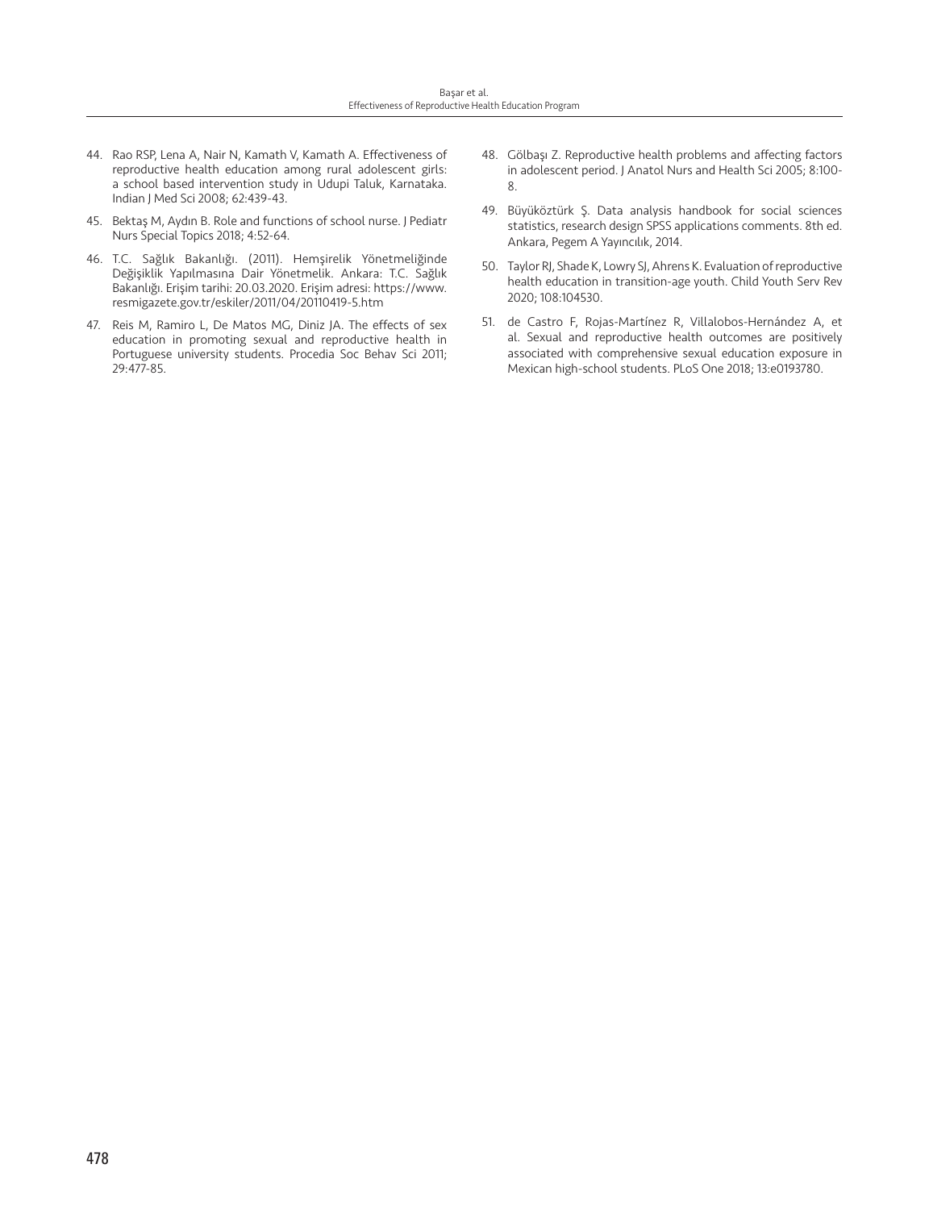44. Rao RSP, Lena A, Nair N, Kamath V, Kamath A. Effectiveness of reproductive health education among rural adolescent girls: a school based intervention study in Udupi Taluk, Karnataka. Indian J Med Sci 2008; 62:439-43.

45. Bektaş M, Aydın B. Role and functions of school nurse. J Pediatr Nurs Special Topics 2018; 4:52-64.

46. T.C. Sağlık Bakanlığı. (2011). Hemşirelik Yönetmeliğinde Değişiklik Yapılmasına Dair Yönetmelik. Ankara: T.C. Sağlık Bakanlığı. Erişim tarihi: 20.03.2020. Erişim adresi: https://www.resmigazete.gov.tr/eskiler/2011/04/20110419-5.htm

47. Reis M, Ramiro L, De Matos MG, Diniz JA. The effects of sex education in promoting sexual and reproductive health in Portuguese university students. Procedia Soc Behav Sci 2011; 29:477-85.

48. Gölbaşı Z. Reproductive health problems and affecting factors in adolescent period. J Anatol Nurs and Health Sci 2005; 8:100-8.

49. Büyüköztürk Ş. Data analysis handbook for social sciences statistics, research design SPSS applications comments. 8th ed. Ankara, Pegem A Yayıncılık, 2014.

50. Taylor RJ, Shade K, Lowry SJ, Ahrens K. Evaluation of reproductive health education in transition-age youth. Child Youth Serv Rev 2020; 108:104530.

51. de Castro F, Rojas-Martínez R, Villalobos-Hernández A, et al. Sexual and reproductive health outcomes are positively associated with comprehensive sexual education exposure in Mexican high-school students. PLoS One 2018; 13:e0193780.